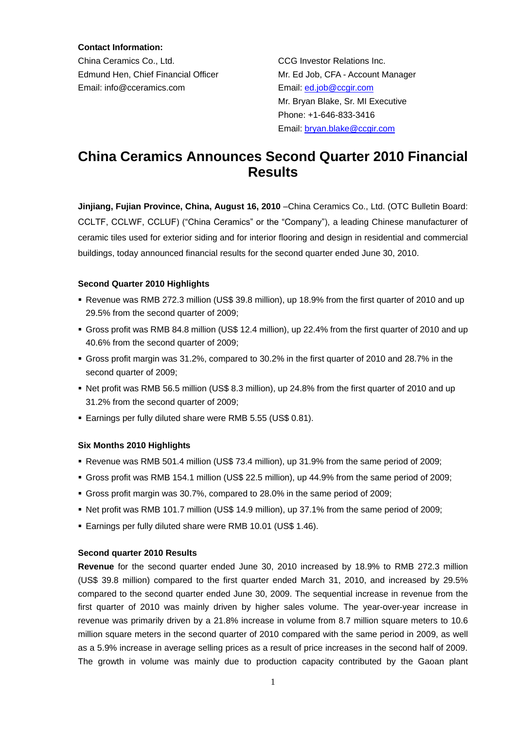**Contact Information:**

China Ceramics Co., Ltd.
Edmund Hen, Chief Financial Officer
Email: info@cceramics.com

CCG Investor Relations Inc.
Mr. Ed Job, CFA - Account Manager
Email: ed.job@ccgir.com
Mr. Bryan Blake, Sr. MI Executive
Phone: +1-646-833-3416
Email: bryan.blake@ccgir.com

# China Ceramics Announces Second Quarter 2010 Financial Results

**Jinjiang, Fujian Province, China, August 16, 2010** –China Ceramics Co., Ltd. (OTC Bulletin Board: CCLTF, CCLWF, CCLUF) ("China Ceramics" or the "Company"), a leading Chinese manufacturer of ceramic tiles used for exterior siding and for interior flooring and design in residential and commercial buildings, today announced financial results for the second quarter ended June 30, 2010.

**Second Quarter 2010 Highlights**

- Revenue was RMB 272.3 million (US$ 39.8 million), up 18.9% from the first quarter of 2010 and up 29.5% from the second quarter of 2009;
- Gross profit was RMB 84.8 million (US$ 12.4 million), up 22.4% from the first quarter of 2010 and up 40.6% from the second quarter of 2009;
- Gross profit margin was 31.2%, compared to 30.2% in the first quarter of 2010 and 28.7% in the second quarter of 2009;
- Net profit was RMB 56.5 million (US$ 8.3 million), up 24.8% from the first quarter of 2010 and up 31.2% from the second quarter of 2009;
- Earnings per fully diluted share were RMB 5.55 (US$ 0.81).

**Six Months 2010 Highlights**

- Revenue was RMB 501.4 million (US$ 73.4 million), up 31.9% from the same period of 2009;
- Gross profit was RMB 154.1 million (US$ 22.5 million), up 44.9% from the same period of 2009;
- Gross profit margin was 30.7%, compared to 28.0% in the same period of 2009;
- Net profit was RMB 101.7 million (US$ 14.9 million), up 37.1% from the same period of 2009;
- Earnings per fully diluted share were RMB 10.01 (US$ 1.46).

**Second quarter 2010 Results**

**Revenue** for the second quarter ended June 30, 2010 increased by 18.9% to RMB 272.3 million (US$ 39.8 million) compared to the first quarter ended March 31, 2010, and increased by 29.5% compared to the second quarter ended June 30, 2009. The sequential increase in revenue from the first quarter of 2010 was mainly driven by higher sales volume. The year-over-year increase in revenue was primarily driven by a 21.8% increase in volume from 8.7 million square meters to 10.6 million square meters in the second quarter of 2010 compared with the same period in 2009, as well as a 5.9% increase in average selling prices as a result of price increases in the second half of 2009. The growth in volume was mainly due to production capacity contributed by the Gaoan plant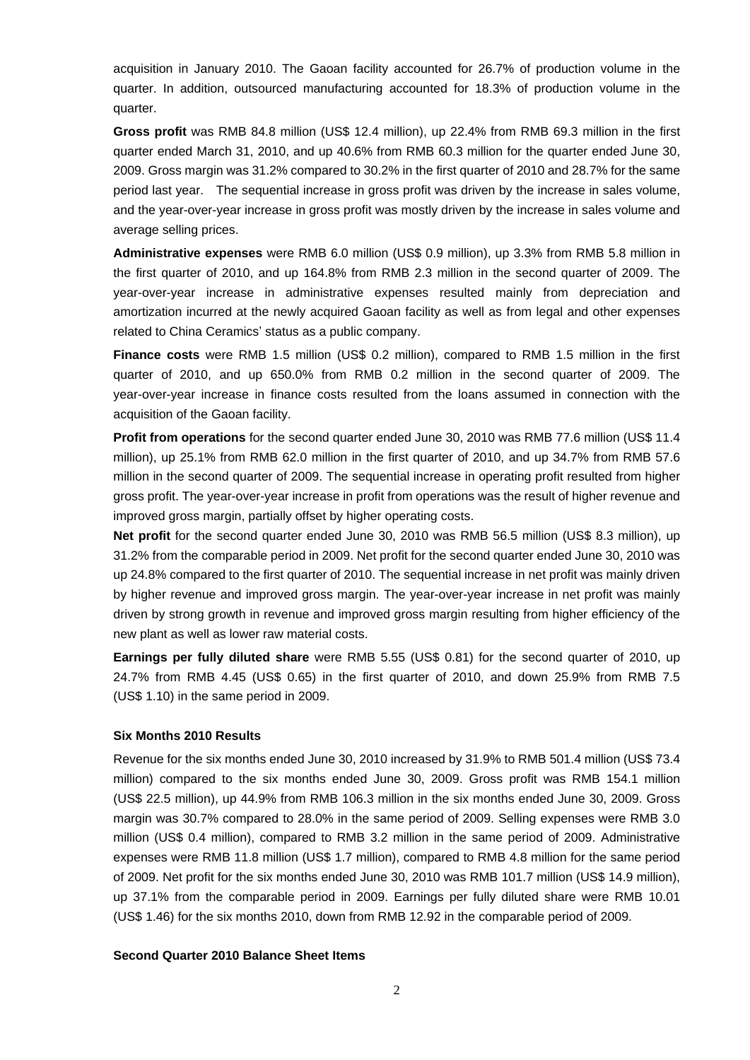acquisition in January 2010. The Gaoan facility accounted for 26.7% of production volume in the quarter. In addition, outsourced manufacturing accounted for 18.3% of production volume in the quarter.

**Gross profit** was RMB 84.8 million (US$ 12.4 million), up 22.4% from RMB 69.3 million in the first quarter ended March 31, 2010, and up 40.6% from RMB 60.3 million for the quarter ended June 30, 2009. Gross margin was 31.2% compared to 30.2% in the first quarter of 2010 and 28.7% for the same period last year. The sequential increase in gross profit was driven by the increase in sales volume, and the year-over-year increase in gross profit was mostly driven by the increase in sales volume and average selling prices.

**Administrative expenses** were RMB 6.0 million (US$ 0.9 million), up 3.3% from RMB 5.8 million in the first quarter of 2010, and up 164.8% from RMB 2.3 million in the second quarter of 2009. The year-over-year increase in administrative expenses resulted mainly from depreciation and amortization incurred at the newly acquired Gaoan facility as well as from legal and other expenses related to China Ceramics' status as a public company.

**Finance costs** were RMB 1.5 million (US$ 0.2 million), compared to RMB 1.5 million in the first quarter of 2010, and up 650.0% from RMB 0.2 million in the second quarter of 2009. The year-over-year increase in finance costs resulted from the loans assumed in connection with the acquisition of the Gaoan facility.

**Profit from operations** for the second quarter ended June 30, 2010 was RMB 77.6 million (US$ 11.4 million), up 25.1% from RMB 62.0 million in the first quarter of 2010, and up 34.7% from RMB 57.6 million in the second quarter of 2009. The sequential increase in operating profit resulted from higher gross profit. The year-over-year increase in profit from operations was the result of higher revenue and improved gross margin, partially offset by higher operating costs.

**Net profit** for the second quarter ended June 30, 2010 was RMB 56.5 million (US$ 8.3 million), up 31.2% from the comparable period in 2009. Net profit for the second quarter ended June 30, 2010 was up 24.8% compared to the first quarter of 2010. The sequential increase in net profit was mainly driven by higher revenue and improved gross margin. The year-over-year increase in net profit was mainly driven by strong growth in revenue and improved gross margin resulting from higher efficiency of the new plant as well as lower raw material costs.

**Earnings per fully diluted share** were RMB 5.55 (US$ 0.81) for the second quarter of 2010, up 24.7% from RMB 4.45 (US$ 0.65) in the first quarter of 2010, and down 25.9% from RMB 7.5 (US$ 1.10) in the same period in 2009.

**Six Months 2010 Results**

Revenue for the six months ended June 30, 2010 increased by 31.9% to RMB 501.4 million (US$ 73.4 million) compared to the six months ended June 30, 2009. Gross profit was RMB 154.1 million (US$ 22.5 million), up 44.9% from RMB 106.3 million in the six months ended June 30, 2009. Gross margin was 30.7% compared to 28.0% in the same period of 2009. Selling expenses were RMB 3.0 million (US$ 0.4 million), compared to RMB 3.2 million in the same period of 2009. Administrative expenses were RMB 11.8 million (US$ 1.7 million), compared to RMB 4.8 million for the same period of 2009. Net profit for the six months ended June 30, 2010 was RMB 101.7 million (US$ 14.9 million), up 37.1% from the comparable period in 2009. Earnings per fully diluted share were RMB 10.01 (US$ 1.46) for the six months 2010, down from RMB 12.92 in the comparable period of 2009.

**Second Quarter 2010 Balance Sheet Items**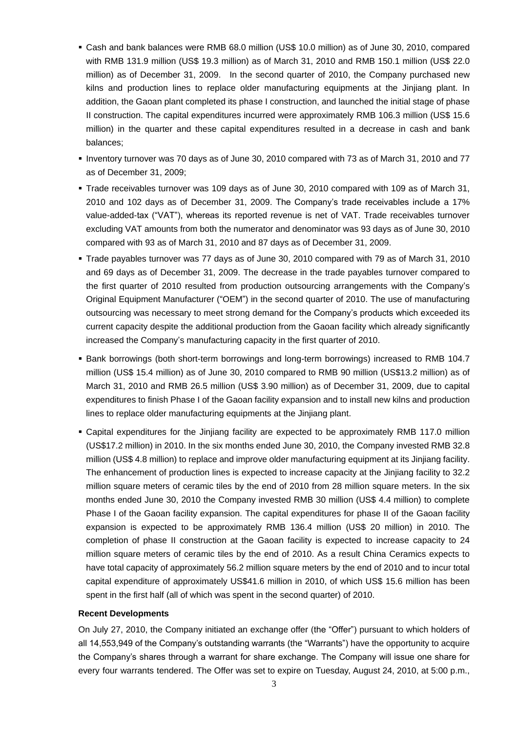- Cash and bank balances were RMB 68.0 million (US$ 10.0 million) as of June 30, 2010, compared with RMB 131.9 million (US$ 19.3 million) as of March 31, 2010 and RMB 150.1 million (US$ 22.0 million) as of December 31, 2009. In the second quarter of 2010, the Company purchased new kilns and production lines to replace older manufacturing equipments at the Jinjiang plant. In addition, the Gaoan plant completed its phase I construction, and launched the initial stage of phase II construction. The capital expenditures incurred were approximately RMB 106.3 million (US$ 15.6 million) in the quarter and these capital expenditures resulted in a decrease in cash and bank balances;
- Inventory turnover was 70 days as of June 30, 2010 compared with 73 as of March 31, 2010 and 77 as of December 31, 2009;
- Trade receivables turnover was 109 days as of June 30, 2010 compared with 109 as of March 31, 2010 and 102 days as of December 31, 2009. The Company's trade receivables include a 17% value-added-tax ("VAT"), whereas its reported revenue is net of VAT. Trade receivables turnover excluding VAT amounts from both the numerator and denominator was 93 days as of June 30, 2010 compared with 93 as of March 31, 2010 and 87 days as of December 31, 2009.
- Trade payables turnover was 77 days as of June 30, 2010 compared with 79 as of March 31, 2010 and 69 days as of December 31, 2009. The decrease in the trade payables turnover compared to the first quarter of 2010 resulted from production outsourcing arrangements with the Company's Original Equipment Manufacturer ("OEM") in the second quarter of 2010. The use of manufacturing outsourcing was necessary to meet strong demand for the Company's products which exceeded its current capacity despite the additional production from the Gaoan facility which already significantly increased the Company's manufacturing capacity in the first quarter of 2010.
- Bank borrowings (both short-term borrowings and long-term borrowings) increased to RMB 104.7 million (US$ 15.4 million) as of June 30, 2010 compared to RMB 90 million (US$13.2 million) as of March 31, 2010 and RMB 26.5 million (US$ 3.90 million) as of December 31, 2009, due to capital expenditures to finish Phase I of the Gaoan facility expansion and to install new kilns and production lines to replace older manufacturing equipments at the Jinjiang plant.
- Capital expenditures for the Jinjiang facility are expected to be approximately RMB 117.0 million (US$17.2 million) in 2010. In the six months ended June 30, 2010, the Company invested RMB 32.8 million (US$ 4.8 million) to replace and improve older manufacturing equipment at its Jinjiang facility. The enhancement of production lines is expected to increase capacity at the Jinjiang facility to 32.2 million square meters of ceramic tiles by the end of 2010 from 28 million square meters. In the six months ended June 30, 2010 the Company invested RMB 30 million (US$ 4.4 million) to complete Phase I of the Gaoan facility expansion. The capital expenditures for phase II of the Gaoan facility expansion is expected to be approximately RMB 136.4 million (US$ 20 million) in 2010. The completion of phase II construction at the Gaoan facility is expected to increase capacity to 24 million square meters of ceramic tiles by the end of 2010. As a result China Ceramics expects to have total capacity of approximately 56.2 million square meters by the end of 2010 and to incur total capital expenditure of approximately US$41.6 million in 2010, of which US$ 15.6 million has been spent in the first half (all of which was spent in the second quarter) of 2010.

**Recent Developments**

On July 27, 2010, the Company initiated an exchange offer (the "Offer") pursuant to which holders of all 14,553,949 of the Company's outstanding warrants (the "Warrants") have the opportunity to acquire the Company's shares through a warrant for share exchange. The Company will issue one share for every four warrants tendered. The Offer was set to expire on Tuesday, August 24, 2010, at 5:00 p.m.,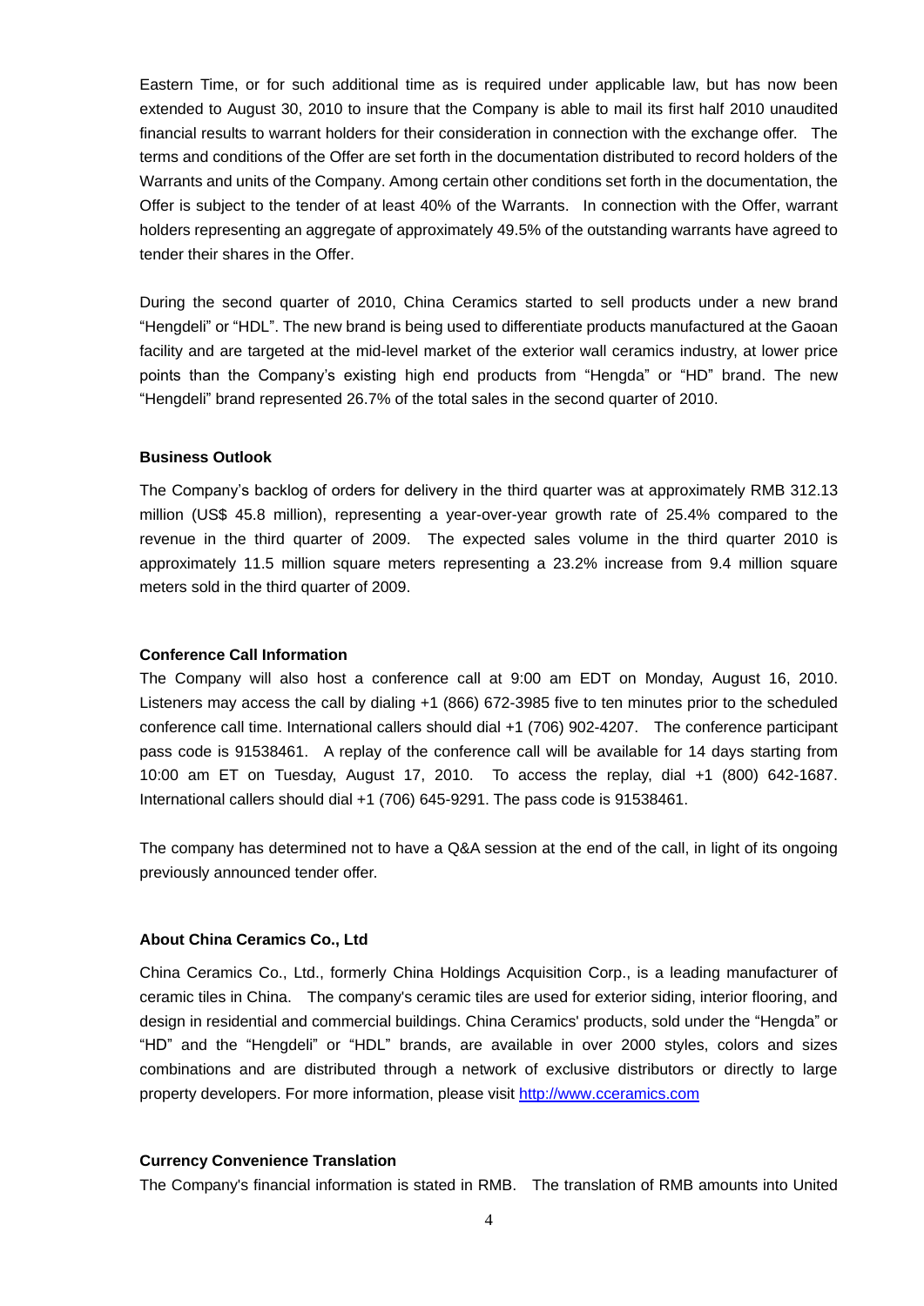Eastern Time, or for such additional time as is required under applicable law, but has now been extended to August 30, 2010 to insure that the Company is able to mail its first half 2010 unaudited financial results to warrant holders for their consideration in connection with the exchange offer. The terms and conditions of the Offer are set forth in the documentation distributed to record holders of the Warrants and units of the Company. Among certain other conditions set forth in the documentation, the Offer is subject to the tender of at least 40% of the Warrants. In connection with the Offer, warrant holders representing an aggregate of approximately 49.5% of the outstanding warrants have agreed to tender their shares in the Offer.

During the second quarter of 2010, China Ceramics started to sell products under a new brand "Hengdeli" or "HDL". The new brand is being used to differentiate products manufactured at the Gaoan facility and are targeted at the mid-level market of the exterior wall ceramics industry, at lower price points than the Company's existing high end products from "Hengda" or "HD" brand. The new "Hengdeli" brand represented 26.7% of the total sales in the second quarter of 2010.

**Business Outlook**

The Company's backlog of orders for delivery in the third quarter was at approximately RMB 312.13 million (US$ 45.8 million), representing a year-over-year growth rate of 25.4% compared to the revenue in the third quarter of 2009. The expected sales volume in the third quarter 2010 is approximately 11.5 million square meters representing a 23.2% increase from 9.4 million square meters sold in the third quarter of 2009.

**Conference Call Information**

The Company will also host a conference call at 9:00 am EDT on Monday, August 16, 2010. Listeners may access the call by dialing +1 (866) 672-3985 five to ten minutes prior to the scheduled conference call time. International callers should dial +1 (706) 902-4207. The conference participant pass code is 91538461. A replay of the conference call will be available for 14 days starting from 10:00 am ET on Tuesday, August 17, 2010. To access the replay, dial +1 (800) 642-1687. International callers should dial +1 (706) 645-9291. The pass code is 91538461.

The company has determined not to have a Q&A session at the end of the call, in light of its ongoing previously announced tender offer.

**About China Ceramics Co., Ltd**

China Ceramics Co., Ltd., formerly China Holdings Acquisition Corp., is a leading manufacturer of ceramic tiles in China. The company's ceramic tiles are used for exterior siding, interior flooring, and design in residential and commercial buildings. China Ceramics' products, sold under the "Hengda" or "HD" and the "Hengdeli" or "HDL" brands, are available in over 2000 styles, colors and sizes combinations and are distributed through a network of exclusive distributors or directly to large property developers. For more information, please visit [http://www.cceramics.com](http://www.cceramics.com)

**Currency Convenience Translation**

The Company's financial information is stated in RMB. The translation of RMB amounts into United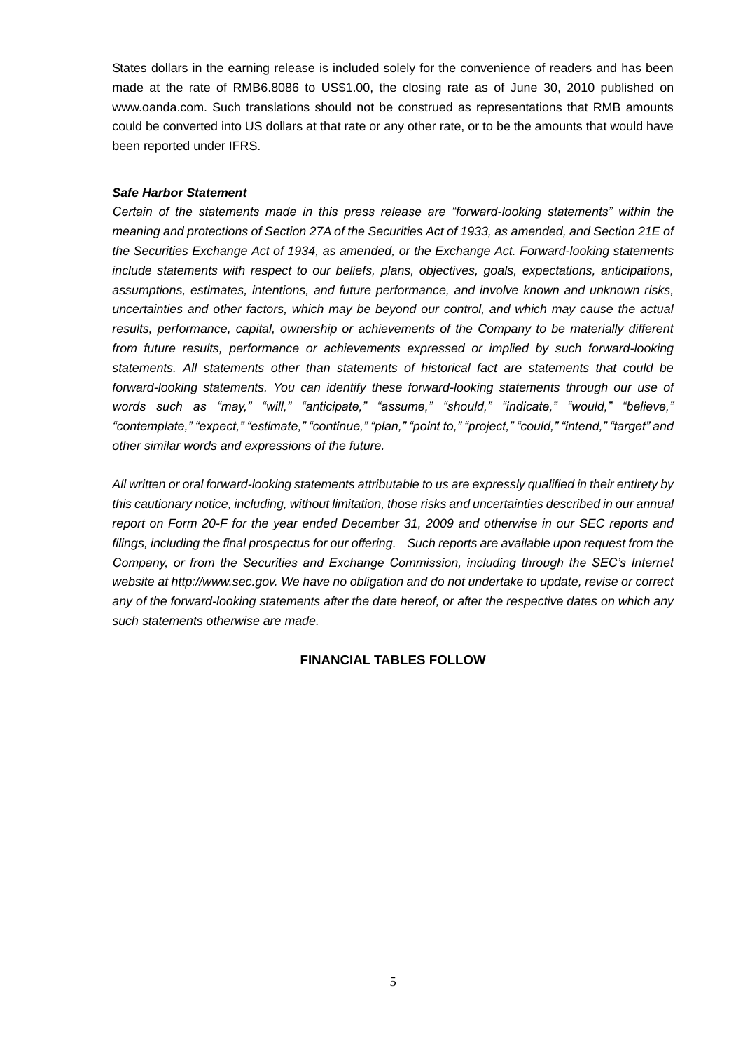States dollars in the earning release is included solely for the convenience of readers and has been made at the rate of RMB6.8086 to US$1.00, the closing rate as of June 30, 2010 published on www.oanda.com. Such translations should not be construed as representations that RMB amounts could be converted into US dollars at that rate or any other rate, or to be the amounts that would have been reported under IFRS.

***Safe Harbor Statement***

*Certain of the statements made in this press release are "forward-looking statements" within the meaning and protections of Section 27A of the Securities Act of 1933, as amended, and Section 21E of the Securities Exchange Act of 1934, as amended, or the Exchange Act. Forward-looking statements include statements with respect to our beliefs, plans, objectives, goals, expectations, anticipations, assumptions, estimates, intentions, and future performance, and involve known and unknown risks, uncertainties and other factors, which may be beyond our control, and which may cause the actual results, performance, capital, ownership or achievements of the Company to be materially different from future results, performance or achievements expressed or implied by such forward-looking statements. All statements other than statements of historical fact are statements that could be forward-looking statements. You can identify these forward-looking statements through our use of words such as "may," "will," "anticipate," "assume," "should," "indicate," "would," "believe," "contemplate," "expect," "estimate," "continue," "plan," "point to," "project," "could," "intend," "target" and other similar words and expressions of the future.*

*All written or oral forward-looking statements attributable to us are expressly qualified in their entirety by this cautionary notice, including, without limitation, those risks and uncertainties described in our annual report on Form 20-F for the year ended December 31, 2009 and otherwise in our SEC reports and filings, including the final prospectus for our offering. Such reports are available upon request from the Company, or from the Securities and Exchange Commission, including through the SEC's Internet website at http://www.sec.gov. We have no obligation and do not undertake to update, revise or correct any of the forward-looking statements after the date hereof, or after the respective dates on which any such statements otherwise are made.*

**FINANCIAL TABLES FOLLOW**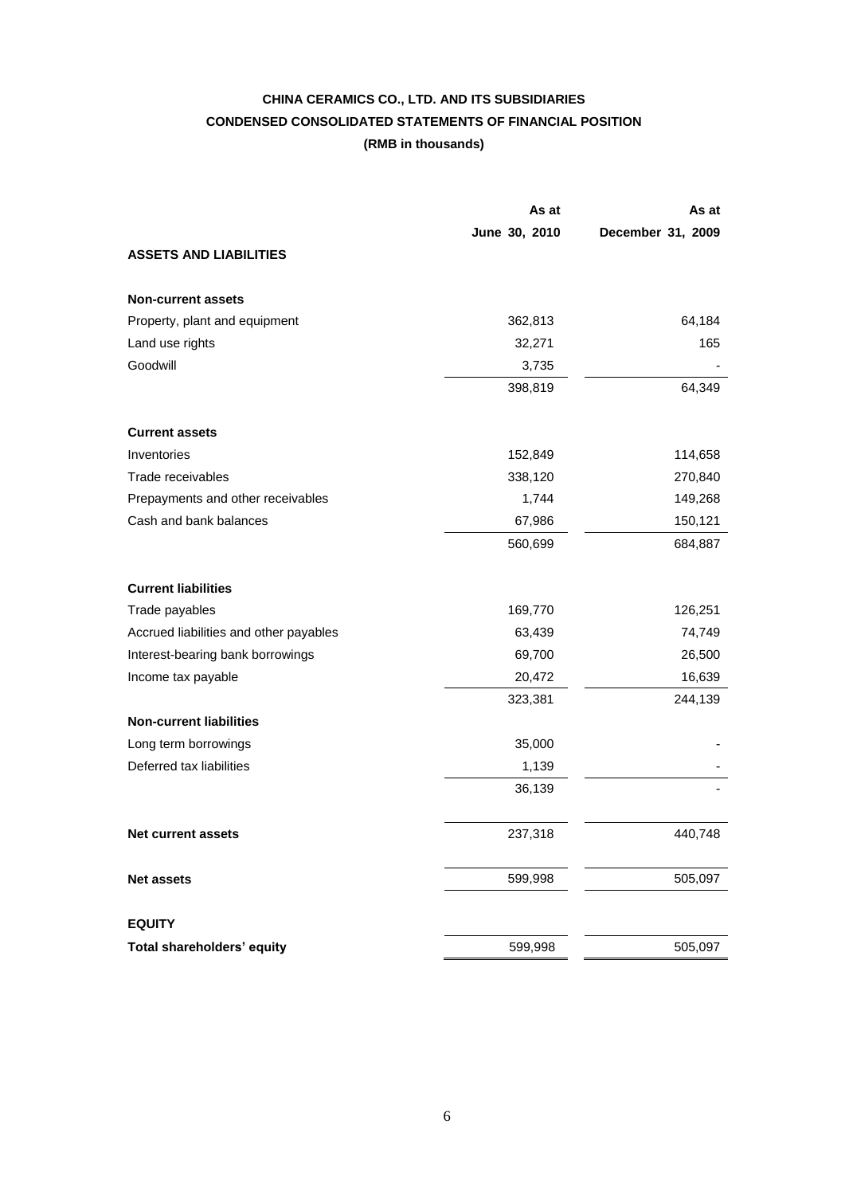**CHINA CERAMICS CO., LTD. AND ITS SUBSIDIARIES**

**CONDENSED CONSOLIDATED STATEMENTS OF FINANCIAL POSITION**

**(RMB in thousands)**

| | As at June 30, 2010 | As at December 31, 2009 |
|---|---|---|
| **ASSETS AND LIABILITIES** | | |
| **Non-current assets** | | |
| Property, plant and equipment | 362,813 | 64,184 |
| Land use rights | 32,271 | 165 |
| Goodwill | 3,735 | - |
| | 398,819 | 64,349 |
| **Current assets** | | |
| Inventories | 152,849 | 114,658 |
| Trade receivables | 338,120 | 270,840 |
| Prepayments and other receivables | 1,744 | 149,268 |
| Cash and bank balances | 67,986 | 150,121 |
| | 560,699 | 684,887 |
| **Current liabilities** | | |
| Trade payables | 169,770 | 126,251 |
| Accrued liabilities and other payables | 63,439 | 74,749 |
| Interest-bearing bank borrowings | 69,700 | 26,500 |
| Income tax payable | 20,472 | 16,639 |
| | 323,381 | 244,139 |
| **Non-current liabilities** | | |
| Long term borrowings | 35,000 | - |
| Deferred tax liabilities | 1,139 | - |
| | 36,139 | - |
| **Net current assets** | 237,318 | 440,748 |
| **Net assets** | 599,998 | 505,097 |
| **EQUITY** | | |
| **Total shareholders' equity** | 599,998 | 505,097 |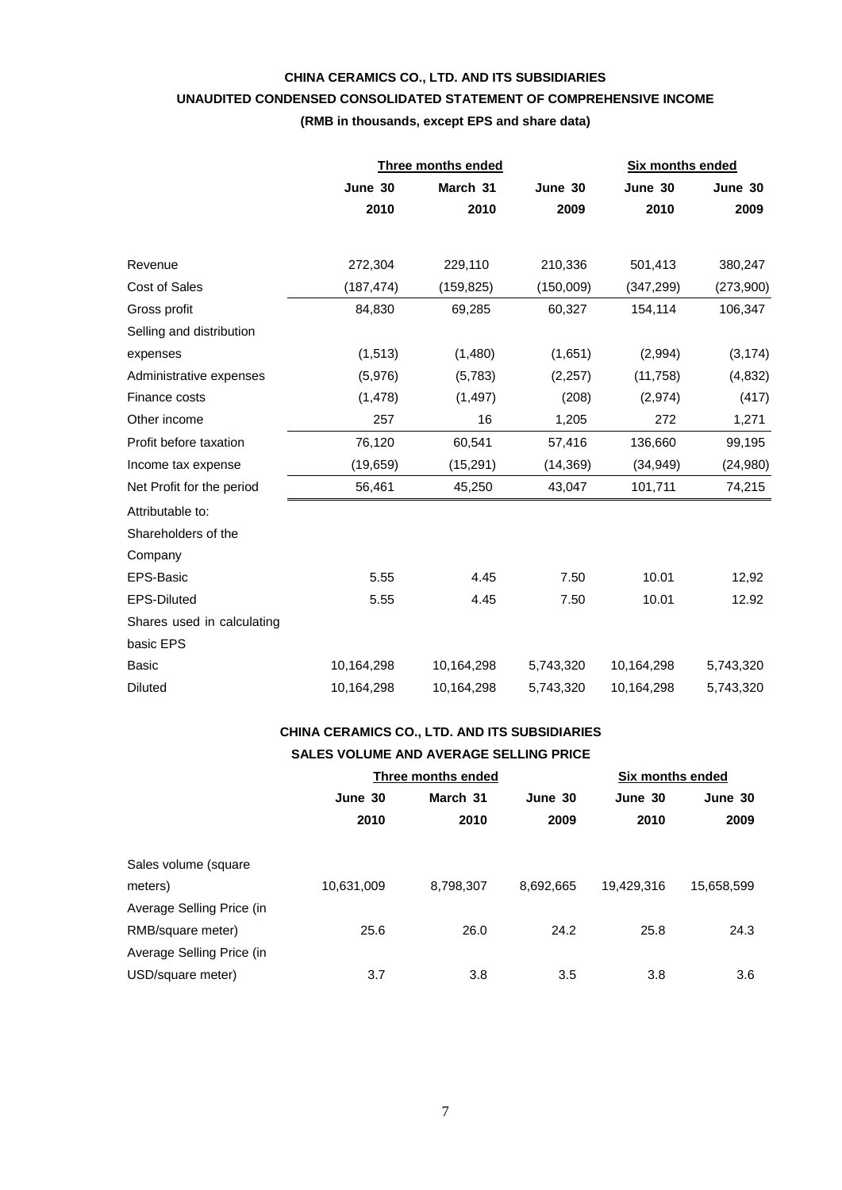**CHINA CERAMICS CO., LTD. AND ITS SUBSIDIARIES**

**UNAUDITED CONDENSED CONSOLIDATED STATEMENT OF COMPREHENSIVE INCOME**

**(RMB in thousands, except EPS and share data)**

| | Three months ended | | | Six months ended | |
|---|---|---|---|---|---|
| | June 30 2010 | March 31 2010 | June 30 2009 | June 30 2010 | June 30 2009 |
| Revenue | 272,304 | 229,110 | 210,336 | 501,413 | 380,247 |
| Cost of Sales | (187,474) | (159,825) | (150,009) | (347,299) | (273,900) |
| Gross profit | 84,830 | 69,285 | 60,327 | 154,114 | 106,347 |
| Selling and distribution expenses | (1,513) | (1,480) | (1,651) | (2,994) | (3,174) |
| Administrative expenses | (5,976) | (5,783) | (2,257) | (11,758) | (4,832) |
| Finance costs | (1,478) | (1,497) | (208) | (2,974) | (417) |
| Other income | 257 | 16 | 1,205 | 272 | 1,271 |
| Profit before taxation | 76,120 | 60,541 | 57,416 | 136,660 | 99,195 |
| Income tax expense | (19,659) | (15,291) | (14,369) | (34,949) | (24,980) |
| Net Profit for the period | 56,461 | 45,250 | 43,047 | 101,711 | 74,215 |
| Attributable to: | | | | | |
| Shareholders of the Company | | | | | |
| EPS-Basic | 5.55 | 4.45 | 7.50 | 10.01 | 12,92 |
| EPS-Diluted | 5.55 | 4.45 | 7.50 | 10.01 | 12.92 |
| Shares used in calculating basic EPS | | | | | |
| Basic | 10,164,298 | 10,164,298 | 5,743,320 | 10,164,298 | 5,743,320 |
| Diluted | 10,164,298 | 10,164,298 | 5,743,320 | 10,164,298 | 5,743,320 |

**CHINA CERAMICS CO., LTD. AND ITS SUBSIDIARIES**

**SALES VOLUME AND AVERAGE SELLING PRICE**

| | Three months ended | | | Six months ended | |
|---|---|---|---|---|---|
| | June 30 2010 | March 31 2010 | June 30 2009 | June 30 2010 | June 30 2009 |
| Sales volume (square meters) | 10,631,009 | 8,798,307 | 8,692,665 | 19,429,316 | 15,658,599 |
| Average Selling Price (in RMB/square meter) | 25.6 | 26.0 | 24.2 | 25.8 | 24.3 |
| Average Selling Price (in USD/square meter) | 3.7 | 3.8 | 3.5 | 3.8 | 3.6 |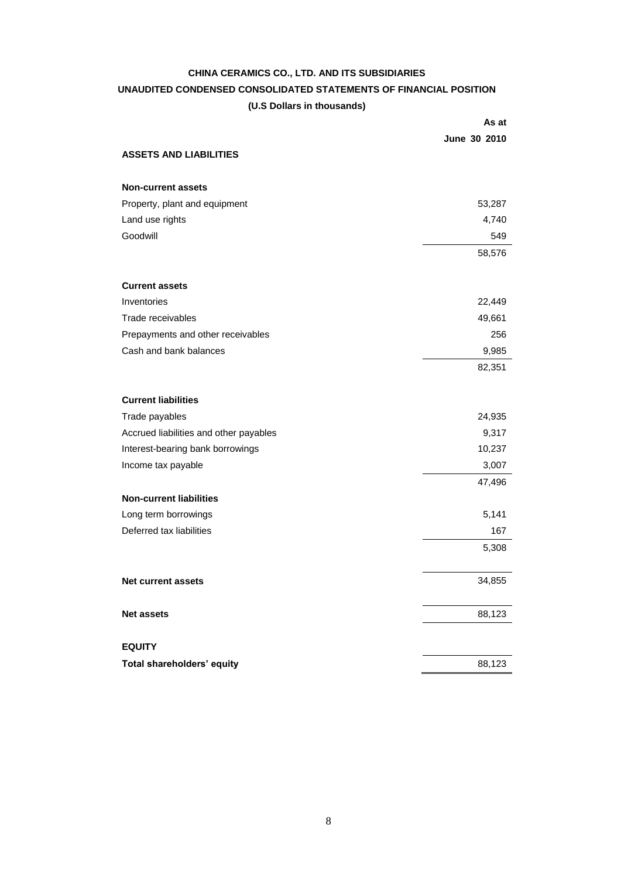**CHINA CERAMICS CO., LTD. AND ITS SUBSIDIARIES**

**UNAUDITED CONDENSED CONSOLIDATED STATEMENTS OF FINANCIAL POSITION**

**(U.S Dollars in thousands)**

| | **As at June 30 2010** |
|---|---:|
| **ASSETS AND LIABILITIES** | |
| | |
| **Non-current assets** | |
| Property, plant and equipment | 53,287 |
| Land use rights | 4,740 |
| Goodwill | 549 |
| | 58,576 |
| | |
| **Current assets** | |
| Inventories | 22,449 |
| Trade receivables | 49,661 |
| Prepayments and other receivables | 256 |
| Cash and bank balances | 9,985 |
| | 82,351 |
| | |
| **Current liabilities** | |
| Trade payables | 24,935 |
| Accrued liabilities and other payables | 9,317 |
| Interest-bearing bank borrowings | 10,237 |
| Income tax payable | 3,007 |
| | 47,496 |
| **Non-current liabilities** | |
| Long term borrowings | 5,141 |
| Deferred tax liabilities | 167 |
| | 5,308 |
| | |
| **Net current assets** | 34,855 |
| | |
| **Net assets** | 88,123 |
| | |
| **EQUITY** | |
| **Total shareholders' equity** | 88,123 |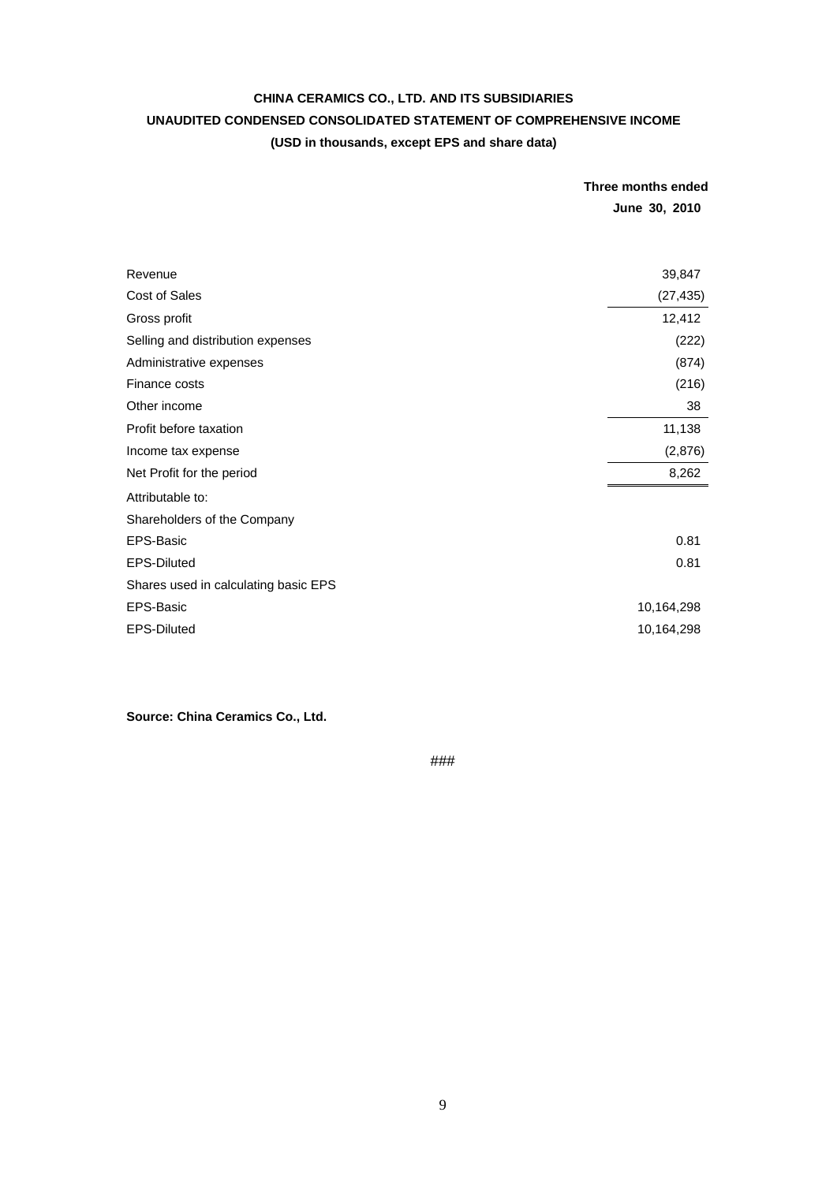**CHINA CERAMICS CO., LTD. AND ITS SUBSIDIARIES**

**UNAUDITED CONDENSED CONSOLIDATED STATEMENT OF COMPREHENSIVE INCOME**

**(USD in thousands, except EPS and share data)**

| | Three months ended June 30, 2010 |
|---|---|
| Revenue | 39,847 |
| Cost of Sales | (27,435) |
| Gross profit | 12,412 |
| Selling and distribution expenses | (222) |
| Administrative expenses | (874) |
| Finance costs | (216) |
| Other income | 38 |
| Profit before taxation | 11,138 |
| Income tax expense | (2,876) |
| Net Profit for the period | 8,262 |
| Attributable to: | |
| Shareholders of the Company | |
| EPS-Basic | 0.81 |
| EPS-Diluted | 0.81 |
| Shares used in calculating basic EPS | |
| EPS-Basic | 10,164,298 |
| EPS-Diluted | 10,164,298 |

**Source: China Ceramics Co., Ltd.**

###